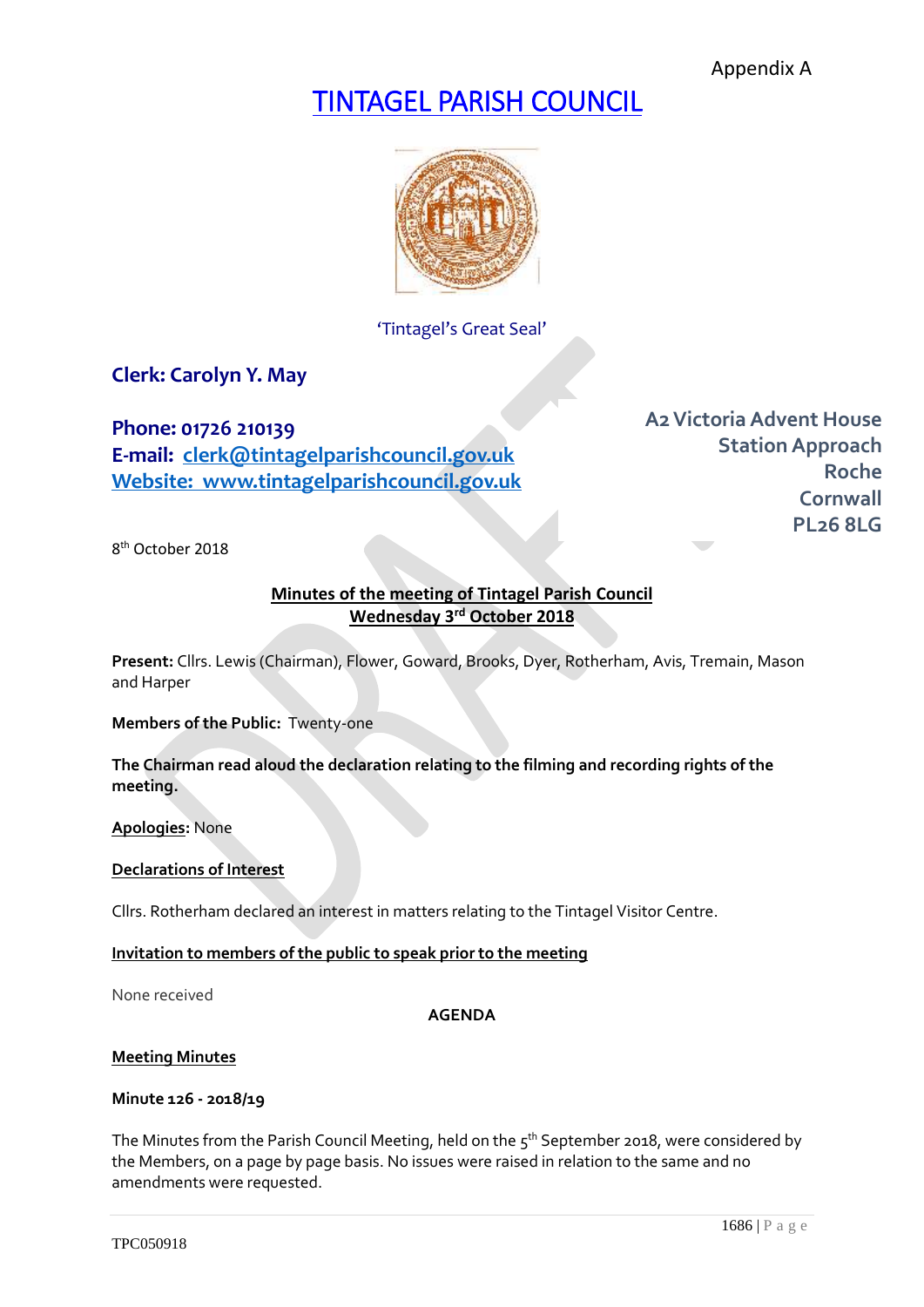Appendix A

# TINTAGEL PARISH COUNCIL

'Tintagel's Great Seal'

**Clerk: Carolyn Y. May**

**Phone: 01726 210139**
**E-mail: clerk@tintagelparishcouncil.gov.uk**
**Website: www.tintagelparishcouncil.gov.uk**

**A2 Victoria Advent House**
**Station Approach**
**Roche**
**Cornwall**
**PL26 8LG**

8th October 2018

## Minutes of the meeting of Tintagel Parish Council
## Wednesday 3rd October 2018

**Present:** Cllrs. Lewis (Chairman), Flower, Goward, Brooks, Dyer, Rotherham, Avis, Tremain, Mason and Harper

**Members of the Public:** Twenty-one

**The Chairman read aloud the declaration relating to the filming and recording rights of the meeting.**

**Apologies:** None

**Declarations of Interest**

Cllrs. Rotherham declared an interest in matters relating to the Tintagel Visitor Centre.

**Invitation to members of the public to speak prior to the meeting**

None received

**AGENDA**

**Meeting Minutes**

**Minute 126 - 2018/19**

The Minutes from the Parish Council Meeting, held on the 5th September 2018, were considered by the Members, on a page by page basis. No issues were raised in relation to the same and no amendments were requested.

TPC050918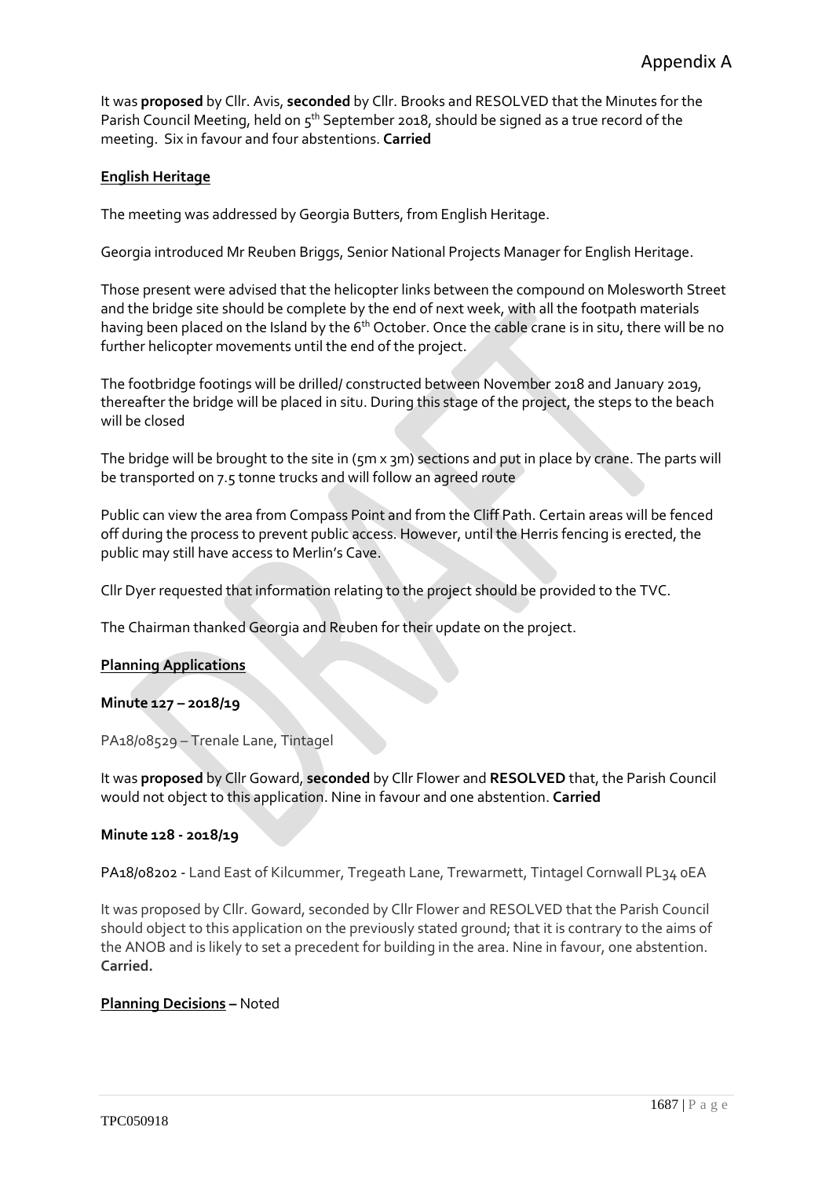Appendix A

It was **proposed** by Cllr. Avis, **seconded** by Cllr. Brooks and RESOLVED that the Minutes for the Parish Council Meeting, held on 5th September 2018, should be signed as a true record of the meeting. Six in favour and four abstentions. **Carried**

**English Heritage**

The meeting was addressed by Georgia Butters, from English Heritage.

Georgia introduced Mr Reuben Briggs, Senior National Projects Manager for English Heritage.

Those present were advised that the helicopter links between the compound on Molesworth Street and the bridge site should be complete by the end of next week, with all the footpath materials having been placed on the Island by the 6th October. Once the cable crane is in situ, there will be no further helicopter movements until the end of the project.

The footbridge footings will be drilled/ constructed between November 2018 and January 2019, thereafter the bridge will be placed in situ. During this stage of the project, the steps to the beach will be closed

The bridge will be brought to the site in (5m x 3m) sections and put in place by crane. The parts will be transported on 7.5 tonne trucks and will follow an agreed route

Public can view the area from Compass Point and from the Cliff Path. Certain areas will be fenced off during the process to prevent public access. However, until the Herris fencing is erected, the public may still have access to Merlin's Cave.

Cllr Dyer requested that information relating to the project should be provided to the TVC.

The Chairman thanked Georgia and Reuben for their update on the project.

**Planning Applications**

**Minute 127 – 2018/19**

PA18/08529 – Trenale Lane, Tintagel

It was **proposed** by Cllr Goward, **seconded** by Cllr Flower and **RESOLVED** that, the Parish Council would not object to this application. Nine in favour and one abstention. **Carried**

**Minute 128 - 2018/19**

PA18/08202 - Land East of Kilcummer, Tregeath Lane, Trewarmett, Tintagel Cornwall PL34 0EA

It was proposed by Cllr. Goward, seconded by Cllr Flower and RESOLVED that the Parish Council should object to this application on the previously stated ground; that it is contrary to the aims of the ANOB and is likely to set a precedent for building in the area. Nine in favour, one abstention. **Carried.**

**Planning Decisions** – Noted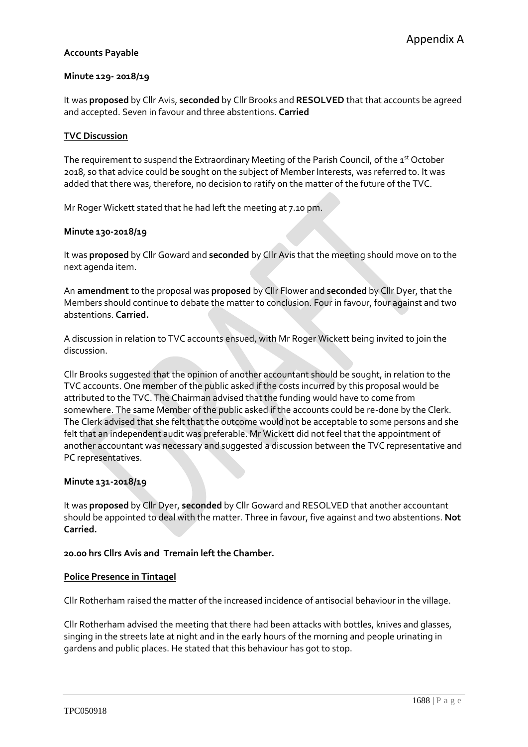Appendix A

**Accounts Payable**

**Minute 129- 2018/19**

It was **proposed** by Cllr Avis, **seconded** by Cllr Brooks and **RESOLVED** that that accounts be agreed and accepted. Seven in favour and three abstentions. **Carried**

**TVC Discussion**

The requirement to suspend the Extraordinary Meeting of the Parish Council, of the 1st October 2018, so that advice could be sought on the subject of Member Interests, was referred to. It was added that there was, therefore, no decision to ratify on the matter of the future of the TVC.

Mr Roger Wickett stated that he had left the meeting at 7.10 pm.

**Minute 130-2018/19**

It was **proposed** by Cllr Goward and **seconded** by Cllr Avis that the meeting should move on to the next agenda item.

An **amendment** to the proposal was **proposed** by Cllr Flower and **seconded** by Cllr Dyer, that the Members should continue to debate the matter to conclusion. Four in favour, four against and two abstentions. **Carried.**

A discussion in relation to TVC accounts ensued, with Mr Roger Wickett being invited to join the discussion.

Cllr Brooks suggested that the opinion of another accountant should be sought, in relation to the TVC accounts. One member of the public asked if the costs incurred by this proposal would be attributed to the TVC. The Chairman advised that the funding would have to come from somewhere. The same Member of the public asked if the accounts could be re-done by the Clerk. The Clerk advised that she felt that the outcome would not be acceptable to some persons and she felt that an independent audit was preferable. Mr Wickett did not feel that the appointment of another accountant was necessary and suggested a discussion between the TVC representative and PC representatives.

**Minute 131-2018/19**

It was **proposed** by Cllr Dyer, **seconded** by Cllr Goward and RESOLVED that another accountant should be appointed to deal with the matter. Three in favour, five against and two abstentions. **Not Carried.**

**20.00 hrs Cllrs Avis and Tremain left the Chamber.**

**Police Presence in Tintagel**

Cllr Rotherham raised the matter of the increased incidence of antisocial behaviour in the village.

Cllr Rotherham advised the meeting that there had been attacks with bottles, knives and glasses, singing in the streets late at night and in the early hours of the morning and people urinating in gardens and public places. He stated that this behaviour has got to stop.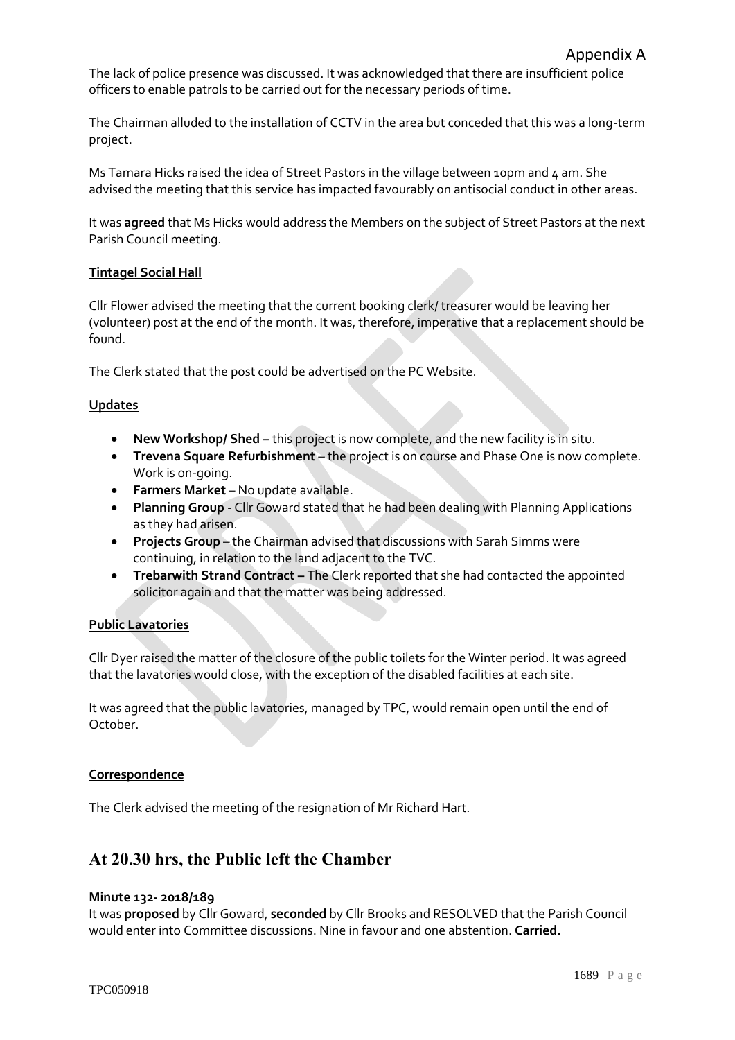Appendix A

The lack of police presence was discussed. It was acknowledged that there are insufficient police officers to enable patrols to be carried out for the necessary periods of time.

The Chairman alluded to the installation of CCTV in the area but conceded that this was a long-term project.

Ms Tamara Hicks raised the idea of Street Pastors in the village between 10pm and 4 am. She advised the meeting that this service has impacted favourably on antisocial conduct in other areas.

It was **agreed** that Ms Hicks would address the Members on the subject of Street Pastors at the next Parish Council meeting.

**Tintagel Social Hall**

Cllr Flower advised the meeting that the current booking clerk/ treasurer would be leaving her (volunteer) post at the end of the month. It was, therefore, imperative that a replacement should be found.

The Clerk stated that the post could be advertised on the PC Website.

**Updates**

- **New Workshop/ Shed –** this project is now complete, and the new facility is in situ.
- **Trevena Square Refurbishment** – the project is on course and Phase One is now complete. Work is on-going.
- **Farmers Market** – No update available.
- **Planning Group** - Cllr Goward stated that he had been dealing with Planning Applications as they had arisen.
- **Projects Group** – the Chairman advised that discussions with Sarah Simms were continuing, in relation to the land adjacent to the TVC.
- **Trebarwith Strand Contract –** The Clerk reported that she had contacted the appointed solicitor again and that the matter was being addressed.

**Public Lavatories**

Cllr Dyer raised the matter of the closure of the public toilets for the Winter period. It was agreed that the lavatories would close, with the exception of the disabled facilities at each site.

It was agreed that the public lavatories, managed by TPC, would remain open until the end of October.

**Correspondence**

The Clerk advised the meeting of the resignation of Mr Richard Hart.

## At 20.30 hrs, the Public left the Chamber

**Minute 132- 2018/189**
It was **proposed** by Cllr Goward, **seconded** by Cllr Brooks and RESOLVED that the Parish Council would enter into Committee discussions. Nine in favour and one abstention. **Carried.**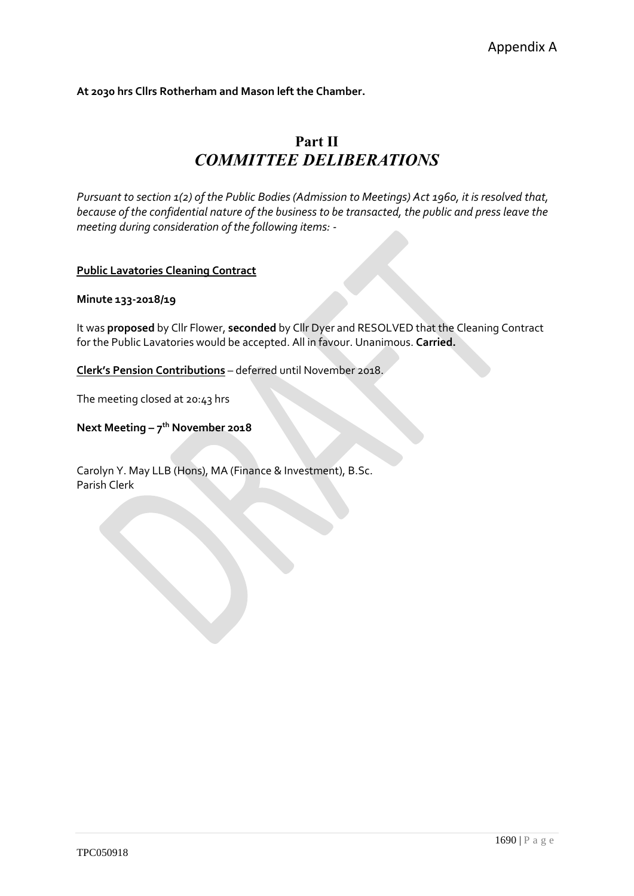Appendix A

**At 2030 hrs Cllrs Rotherham and Mason left the Chamber.**

# Part II
# *COMMITTEE DELIBERATIONS*

*Pursuant to section 1(2) of the Public Bodies (Admission to Meetings) Act 1960, it is resolved that, because of the confidential nature of the business to be transacted, the public and press leave the meeting during consideration of the following items: -*

**Public Lavatories Cleaning Contract**

**Minute 133-2018/19**

It was **proposed** by Cllr Flower, **seconded** by Cllr Dyer and RESOLVED that the Cleaning Contract for the Public Lavatories would be accepted. All in favour. Unanimous. **Carried.**

**Clerk's Pension Contributions** – deferred until November 2018.

The meeting closed at 20:43 hrs

**Next Meeting – 7th November 2018**

Carolyn Y. May LLB (Hons), MA (Finance & Investment), B.Sc.
Parish Clerk

TPC050918